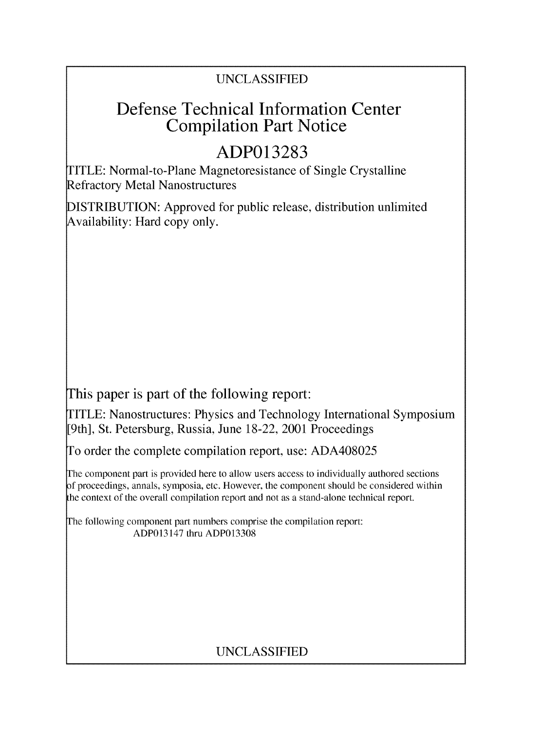UNCLASSIFIED

# Defense Technical Information Center Compilation Part Notice

## ADP013283

TITLE: Normal-to-Plane Magnetoresistance of Single Crystalline Refractory Metal Nanostructures

DISTRIBUTION: Approved for public release, distribution unlimited
Availability: Hard copy only.

This paper is part of the following report:

TITLE: Nanostructures: Physics and Technology International Symposium [9th], St. Petersburg, Russia, June 18-22, 2001 Proceedings

To order the complete compilation report, use: ADA408025

The component part is provided here to allow users access to individually authored sections of proceedings, annals, symposia, etc. However, the component should be considered within the context of the overall compilation report and not as a stand-alone technical report.

The following component part numbers comprise the compilation report:
ADP013147 thru ADP013308

UNCLASSIFIED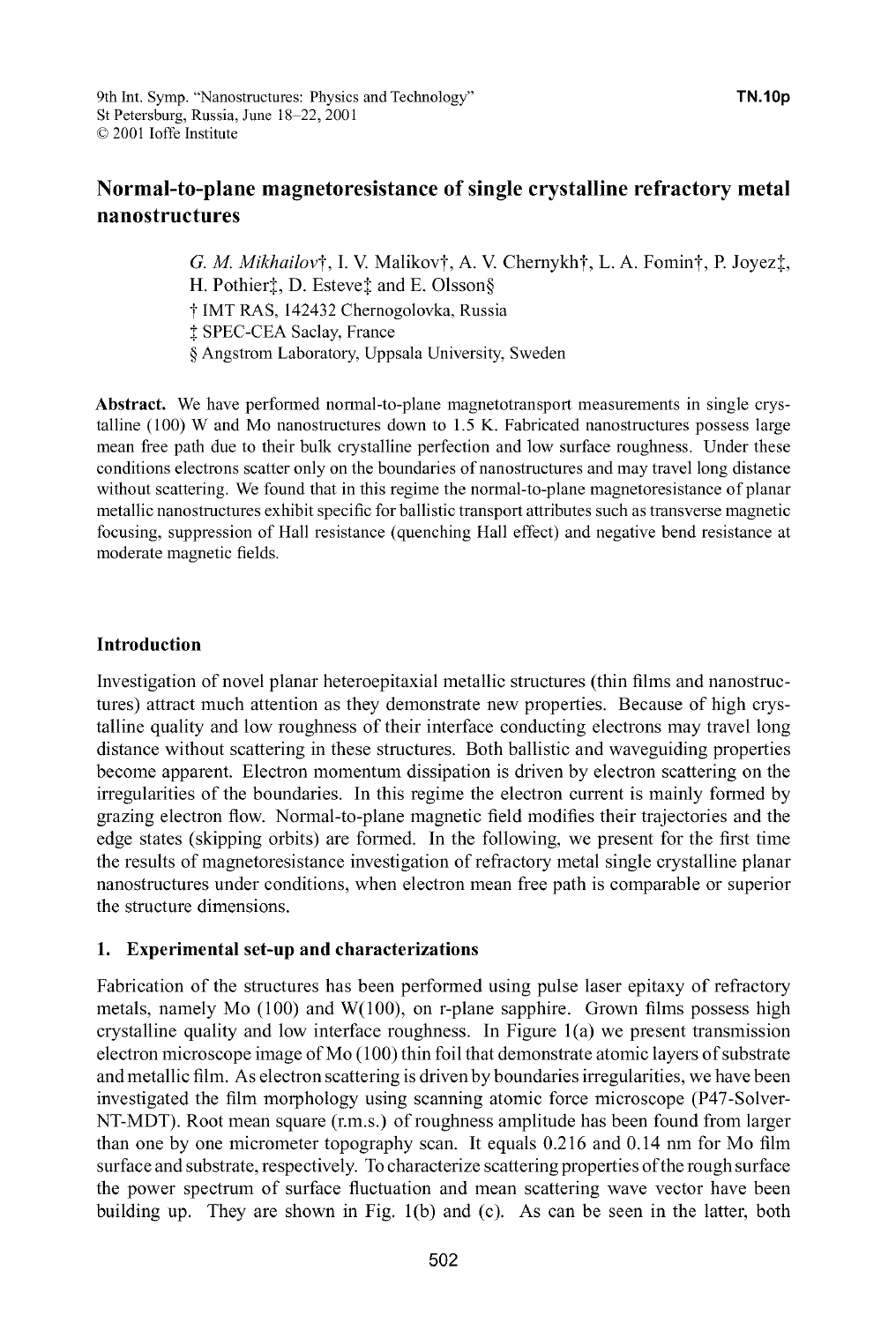# Normal-to-plane magnetoresistance of single crystalline refractory metal nanostructures

*G. M. Mikhailov*†, I. V. Malikov†, A. V. Chernykh†, L. A. Fomin†, P. Joyez‡, H. Pothier‡, D. Esteve‡ and E. Olsson§

† IMT RAS, 142432 Chernogolovka, Russia
‡ SPEC-CEA Saclay, France
§ Angstrom Laboratory, Uppsala University, Sweden

**Abstract.** We have performed normal-to-plane magnetotransport measurements in single crystalline (100) W and Mo nanostructures down to 1.5 K. Fabricated nanostructures possess large mean free path due to their bulk crystalline perfection and low surface roughness. Under these conditions electrons scatter only on the boundaries of nanostructures and may travel long distance without scattering. We found that in this regime the normal-to-plane magnetoresistance of planar metallic nanostructures exhibit specific for ballistic transport attributes such as transverse magnetic focusing, suppression of Hall resistance (quenching Hall effect) and negative bend resistance at moderate magnetic fields.

## Introduction

Investigation of novel planar heteroepitaxial metallic structures (thin films and nanostructures) attract much attention as they demonstrate new properties. Because of high crystalline quality and low roughness of their interface conducting electrons may travel long distance without scattering in these structures. Both ballistic and waveguiding properties become apparent. Electron momentum dissipation is driven by electron scattering on the irregularities of the boundaries. In this regime the electron current is mainly formed by grazing electron flow. Normal-to-plane magnetic field modifies their trajectories and the edge states (skipping orbits) are formed. In the following, we present for the first time the results of magnetoresistance investigation of refractory metal single crystalline planar nanostructures under conditions, when electron mean free path is comparable or superior the structure dimensions.

## 1. Experimental set-up and characterizations

Fabrication of the structures has been performed using pulse laser epitaxy of refractory metals, namely Mo (100) and W(100), on r-plane sapphire. Grown films possess high crystalline quality and low interface roughness. In Figure 1(a) we present transmission electron microscope image of Mo (100) thin foil that demonstrate atomic layers of substrate and metallic film. As electron scattering is driven by boundaries irregularities, we have been investigated the film morphology using scanning atomic force microscope (P47-Solver-NT-MDT). Root mean square (r.m.s.) of roughness amplitude has been found from larger than one by one micrometer topography scan. It equals 0.216 and 0.14 nm for Mo film surface and substrate, respectively. To characterize scattering properties of the rough surface the power spectrum of surface fluctuation and mean scattering wave vector have been building up. They are shown in Fig. 1(b) and (c). As can be seen in the latter, both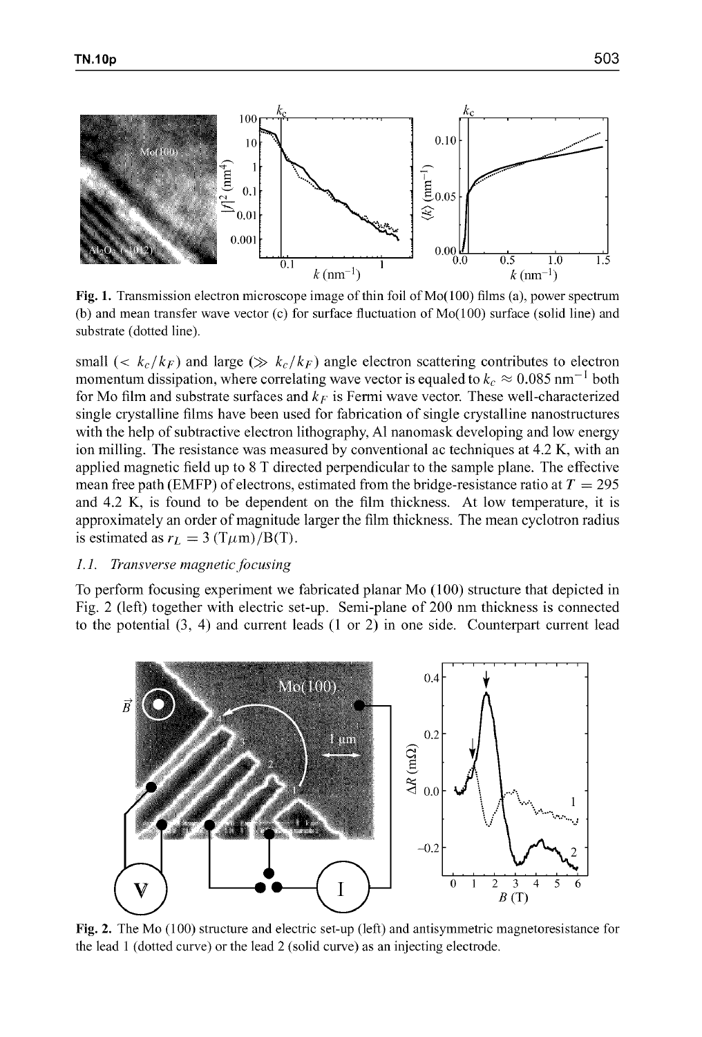**Fig. 1.** Transmission electron microscope image of thin foil of Mo(100) films (a), power spectrum (b) and mean transfer wave vector (c) for surface fluctuation of Mo(100) surface (solid line) and substrate (dotted line).

small ($< k_c/k_F$) and large ($\gg k_c/k_F$) angle electron scattering contributes to electron momentum dissipation, where correlating wave vector is equaled to $k_c \approx 0.085\ \text{nm}^{-1}$ both for Mo film and substrate surfaces and $k_F$ is Fermi wave vector. These well-characterized single crystalline films have been used for fabrication of single crystalline nanostructures with the help of subtractive electron lithography, Al nanomask developing and low energy ion milling. The resistance was measured by conventional ac techniques at 4.2 K, with an applied magnetic field up to 8 T directed perpendicular to the sample plane. The effective mean free path (EMFP) of electrons, estimated from the bridge-resistance ratio at $T = 295$ and 4.2 K, is found to be dependent on the film thickness. At low temperature, it is approximately an order of magnitude larger the film thickness. The mean cyclotron radius is estimated as $r_L = 3\ (\text{T}\mu\text{m})/\text{B(T)}$.

### *1.1. Transverse magnetic focusing*

To perform focusing experiment we fabricated planar Mo (100) structure that depicted in Fig. 2 (left) together with electric set-up. Semi-plane of 200 nm thickness is connected to the potential (3, 4) and current leads (1 or 2) in one side. Counterpart current lead

**Fig. 2.** The Mo (100) structure and electric set-up (left) and antisymmetric magnetoresistance for the lead 1 (dotted curve) or the lead 2 (solid curve) as an injecting electrode.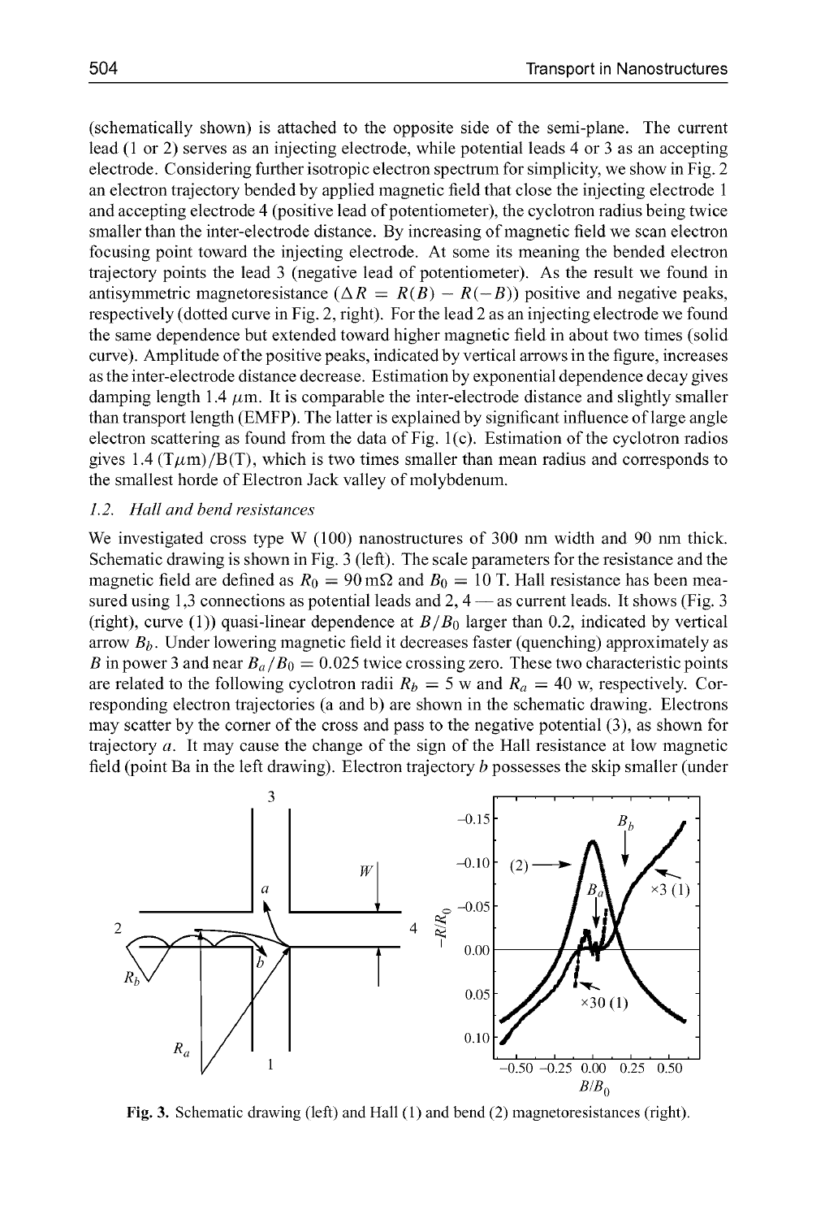(schematically shown) is attached to the opposite side of the semi-plane. The current lead (1 or 2) serves as an injecting electrode, while potential leads 4 or 3 as an accepting electrode. Considering further isotropic electron spectrum for simplicity, we show in Fig. 2 an electron trajectory bended by applied magnetic field that close the injecting electrode 1 and accepting electrode 4 (positive lead of potentiometer), the cyclotron radius being twice smaller than the inter-electrode distance. By increasing of magnetic field we scan electron focusing point toward the injecting electrode. At some its meaning the bended electron trajectory points the lead 3 (negative lead of potentiometer). As the result we found in antisymmetric magnetoresistance ($\Delta R = R(B) - R(-B)$) positive and negative peaks, respectively (dotted curve in Fig. 2, right). For the lead 2 as an injecting electrode we found the same dependence but extended toward higher magnetic field in about two times (solid curve). Amplitude of the positive peaks, indicated by vertical arrows in the figure, increases as the inter-electrode distance decrease. Estimation by exponential dependence decay gives damping length 1.4 $\mu$m. It is comparable the inter-electrode distance and slightly smaller than transport length (EMFP). The latter is explained by significant influence of large angle electron scattering as found from the data of Fig. 1(c). Estimation of the cyclotron radios gives 1.4 (T$\mu$m)/B(T), which is two times smaller than mean radius and corresponds to the smallest horde of Electron Jack valley of molybdenum.

### *1.2. Hall and bend resistances*

We investigated cross type W (100) nanostructures of 300 nm width and 90 nm thick. Schematic drawing is shown in Fig. 3 (left). The scale parameters for the resistance and the magnetic field are defined as $R_0 = 90\,\text{m}\Omega$ and $B_0 = 10$ T. Hall resistance has been measured using 1,3 connections as potential leads and 2, 4 — as current leads. It shows (Fig. 3 (right), curve (1)) quasi-linear dependence at $B/B_0$ larger than 0.2, indicated by vertical arrow $B_b$. Under lowering magnetic field it decreases faster (quenching) approximately as $B$ in power 3 and near $B_a/B_0 = 0.025$ twice crossing zero. These two characteristic points are related to the following cyclotron radii $R_b = 5$ w and $R_a = 40$ w, respectively. Corresponding electron trajectories (a and b) are shown in the schematic drawing. Electrons may scatter by the corner of the cross and pass to the negative potential (3), as shown for trajectory *a*. It may cause the change of the sign of the Hall resistance at low magnetic field (point Ba in the left drawing). Electron trajectory *b* possesses the skip smaller (under

**Fig. 3.** Schematic drawing (left) and Hall (1) and bend (2) magnetoresistances (right).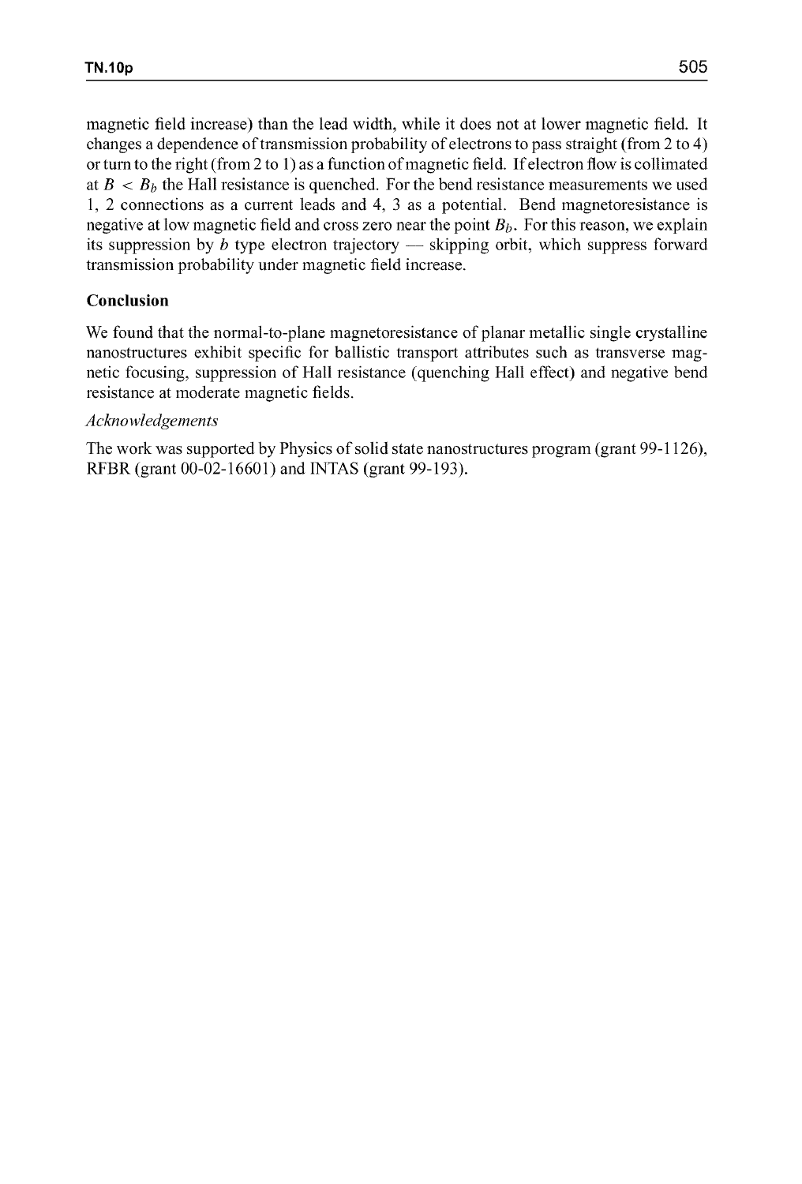magnetic field increase) than the lead width, while it does not at lower magnetic field. It changes a dependence of transmission probability of electrons to pass straight (from 2 to 4) or turn to the right (from 2 to 1) as a function of magnetic field. If electron flow is collimated at $B < B_b$ the Hall resistance is quenched. For the bend resistance measurements we used 1, 2 connections as a current leads and 4, 3 as a potential. Bend magnetoresistance is negative at low magnetic field and cross zero near the point $B_b$. For this reason, we explain its suppression by $b$ type electron trajectory — skipping orbit, which suppress forward transmission probability under magnetic field increase.

## Conclusion

We found that the normal-to-plane magnetoresistance of planar metallic single crystalline nanostructures exhibit specific for ballistic transport attributes such as transverse magnetic focusing, suppression of Hall resistance (quenching Hall effect) and negative bend resistance at moderate magnetic fields.

### *Acknowledgements*

The work was supported by Physics of solid state nanostructures program (grant 99-1126), RFBR (grant 00-02-16601) and INTAS (grant 99-193).